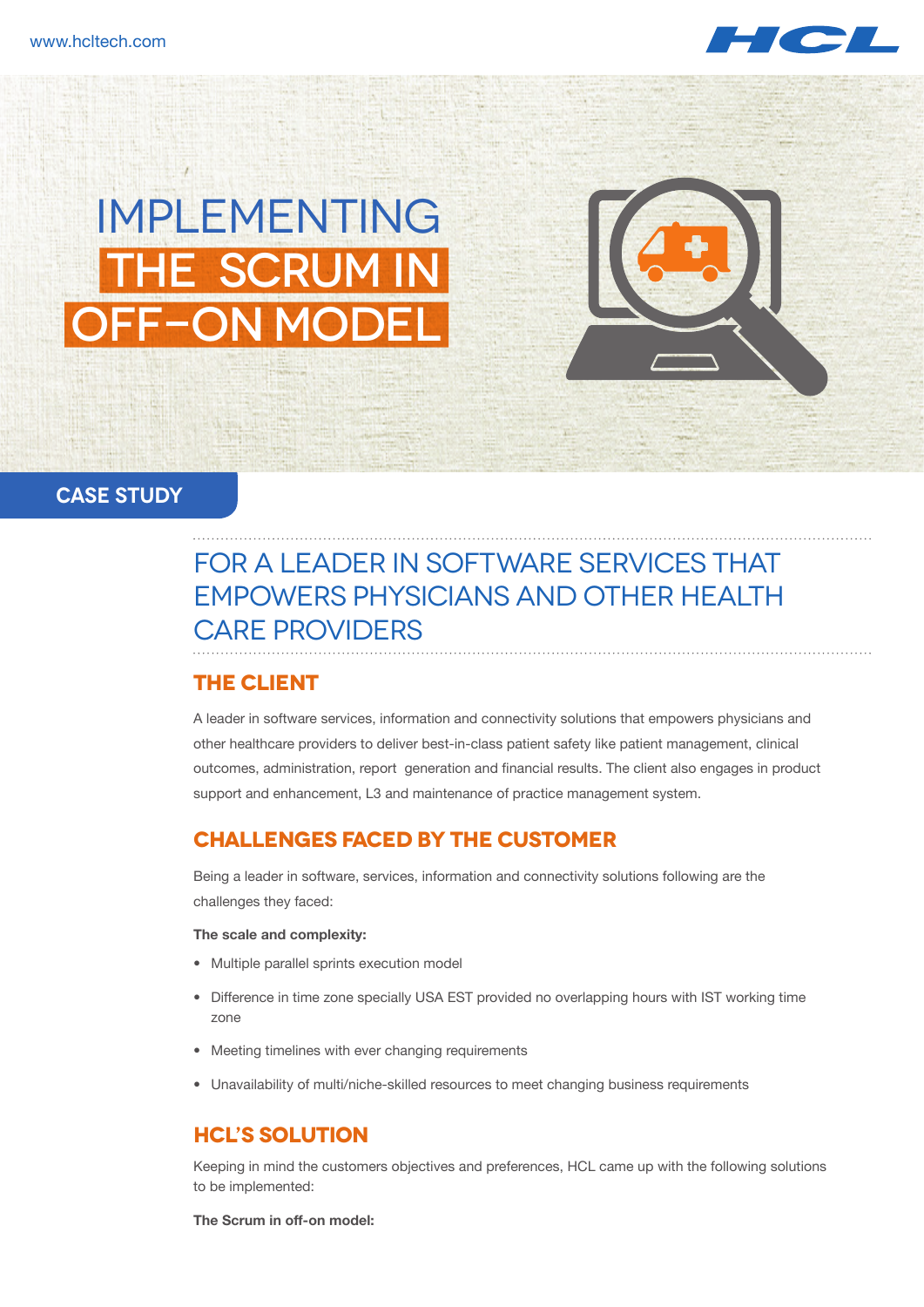# IMPLEMENTING THE SCRUM IN OFF-ON MODEL

CASE STUDY

## FOR A LEADER IN SOFTWARE SERVICES THAT EMPOWERS PHYSICIANS AND OTHER HEALTH CARE PROVIDERS

## THE CLIENT

A leader in software services, information and connectivity solutions that empowers physicians and other healthcare providers to deliver best-in-class patient safety like patient management, clinical outcomes, administration, report generation and financial results. The client also engages in product support and enhancement, L3 and maintenance of practice management system.

## CHALLENGES FACED BY THE CUSTOMER

Being a leader in software, services, information and connectivity solutions following are the challenges they faced:

**The scale and complexity:**

- Multiple parallel sprints execution model
- Difference in time zone specially USA EST provided no overlapping hours with IST working time zone
- Meeting timelines with ever changing requirements
- Unavailability of multi/niche-skilled resources to meet changing business requirements

## HCL'S SOLUTION

Keeping in mind the customers objectives and preferences, HCL came up with the following solutions to be implemented:

**The Scrum in off-on model:**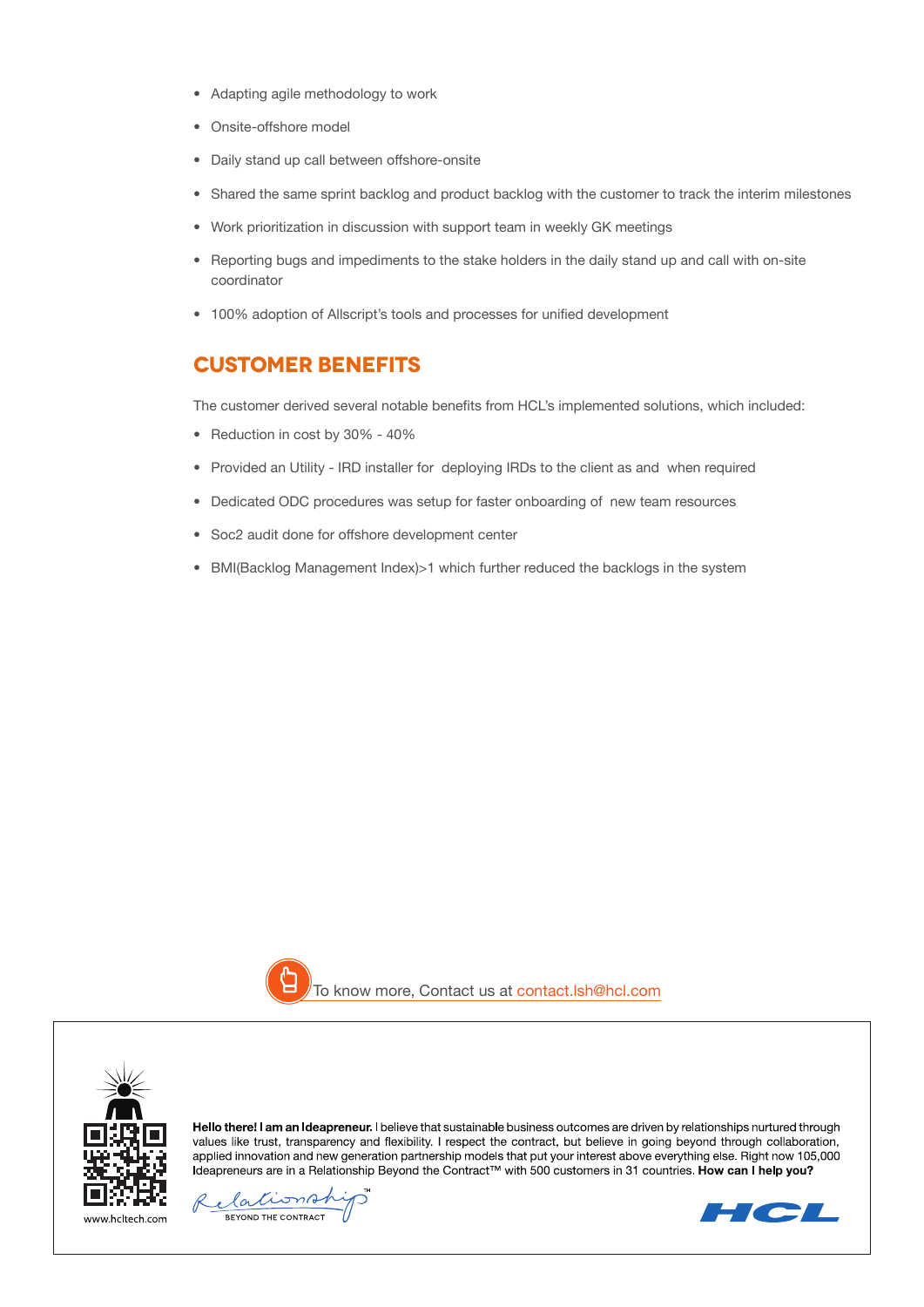- Adapting agile methodology to work
- Onsite-offshore model
- Daily stand up call between offshore-onsite
- Shared the same sprint backlog and product backlog with the customer to track the interim milestones
- Work prioritization in discussion with support team in weekly GK meetings
- Reporting bugs and impediments to the stake holders in the daily stand up and call with on-site coordinator
- 100% adoption of Allscript's tools and processes for unified development

## CUSTOMER BENEFITS

The customer derived several notable benefits from HCL's implemented solutions, which included:

- Reduction in cost by 30% - 40%
- Provided an Utility - IRD installer for deploying IRDs to the client as and when required
- Dedicated ODC procedures was setup for faster onboarding of new team resources
- Soc2 audit done for offshore development center
- BMI(Backlog Management Index)>1 which further reduced the backlogs in the system

To know more, Contact us at contact.lsh@hcl.com

**Hello there! I am an Ideapreneur.** I believe that sustainable business outcomes are driven by relationships nurtured through values like trust, transparency and flexibility. I respect the contract, but believe in going beyond through collaboration, applied innovation and new generation partnership models that put your interest above everything else. Right now 105,000 Ideapreneurs are in a Relationship Beyond the Contract™ with 500 customers in 31 countries. **How can I help you?**

Relationship™ BEYOND THE CONTRACT

www.hcltech.com

HCL